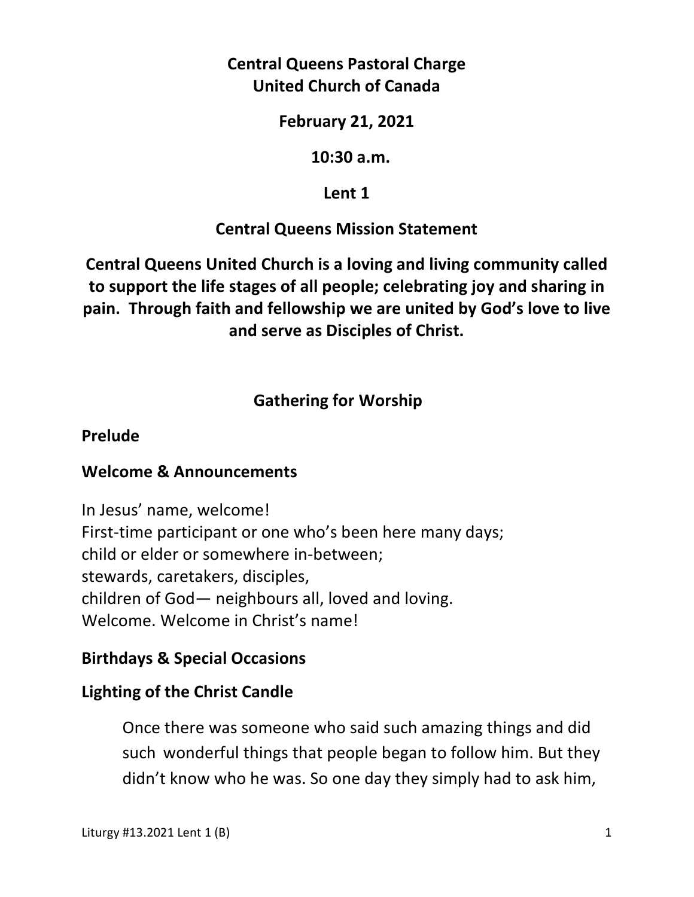**Central Queens Pastoral Charge**
**United Church of Canada**

**February 21, 2021**

**10:30 a.m.**

**Lent 1**

**Central Queens Mission Statement**

**Central Queens United Church is a loving and living community called to support the life stages of all people; celebrating joy and sharing in pain. Through faith and fellowship we are united by God's love to live and serve as Disciples of Christ.**

## Gathering for Worship

### Prelude

### Welcome & Announcements

In Jesus' name, welcome!
First-time participant or one who's been here many days;
child or elder or somewhere in-between;
stewards, caretakers, disciples,
children of God— neighbours all, loved and loving.
Welcome. Welcome in Christ's name!

### Birthdays & Special Occasions

### Lighting of the Christ Candle

> Once there was someone who said such amazing things and did such wonderful things that people began to follow him. But they didn't know who he was. So one day they simply had to ask him,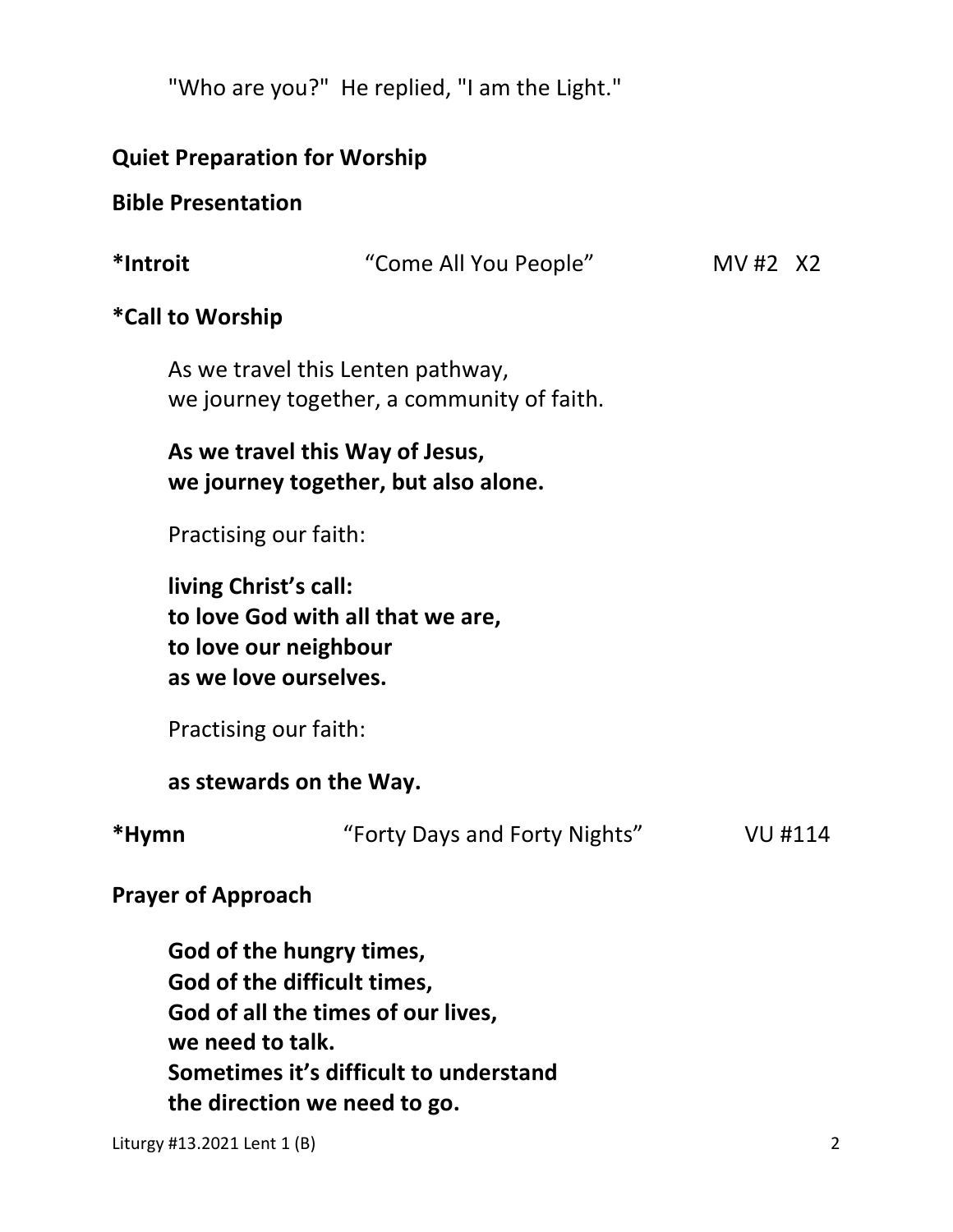"Who are you?" He replied, "I am the Light."

**Quiet Preparation for Worship**

**Bible Presentation**

**\*Introit** "Come All You People" MV #2 X2

**\*Call to Worship**

As we travel this Lenten pathway,
we journey together, a community of faith.

**As we travel this Way of Jesus,
we journey together, but also alone.**

Practising our faith:

**living Christ's call:
to love God with all that we are,
to love our neighbour
as we love ourselves.**

Practising our faith:

**as stewards on the Way.**

**\*Hymn** "Forty Days and Forty Nights" VU #114

**Prayer of Approach**

**God of the hungry times,
God of the difficult times,
God of all the times of our lives,
we need to talk.
Sometimes it's difficult to understand
the direction we need to go.**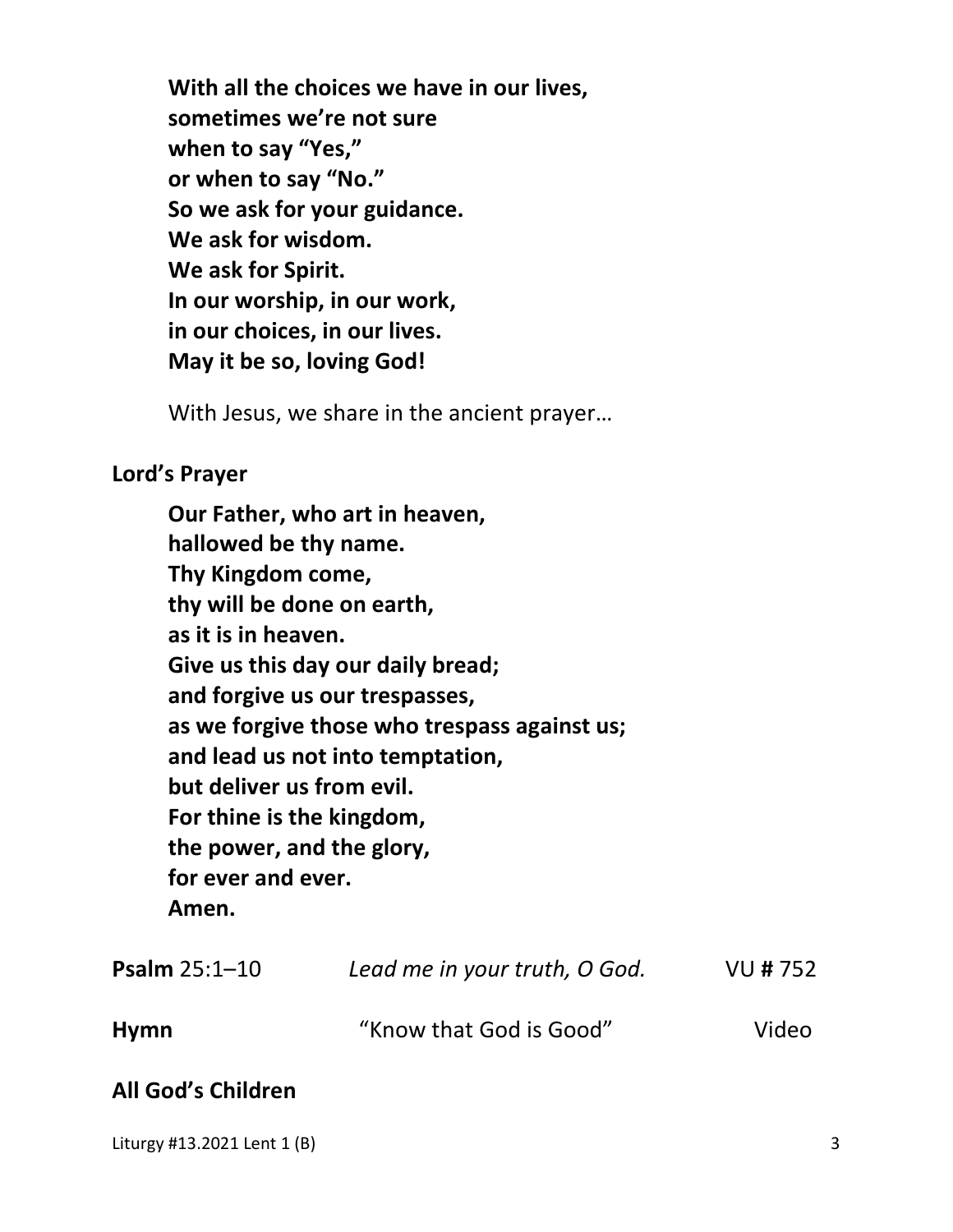**With all the choices we have in our lives,**
**sometimes we're not sure**
**when to say "Yes,"**
**or when to say "No."**
**So we ask for your guidance.**
**We ask for wisdom.**
**We ask for Spirit.**
**In our worship, in our work,**
**in our choices, in our lives.**
**May it be so, loving God!**

With Jesus, we share in the ancient prayer…

**Lord's Prayer**

**Our Father, who art in heaven,**
**hallowed be thy name.**
**Thy Kingdom come,**
**thy will be done on earth,**
**as it is in heaven.**
**Give us this day our daily bread;**
**and forgive us our trespasses,**
**as we forgive those who trespass against us;**
**and lead us not into temptation,**
**but deliver us from evil.**
**For thine is the kingdom,**
**the power, and the glory,**
**for ever and ever.**
**Amen.**

**Psalm** 25:1–10 *Lead me in your truth, O God.* VU **#** 752

**Hymn** "Know that God is Good" Video

**All God's Children**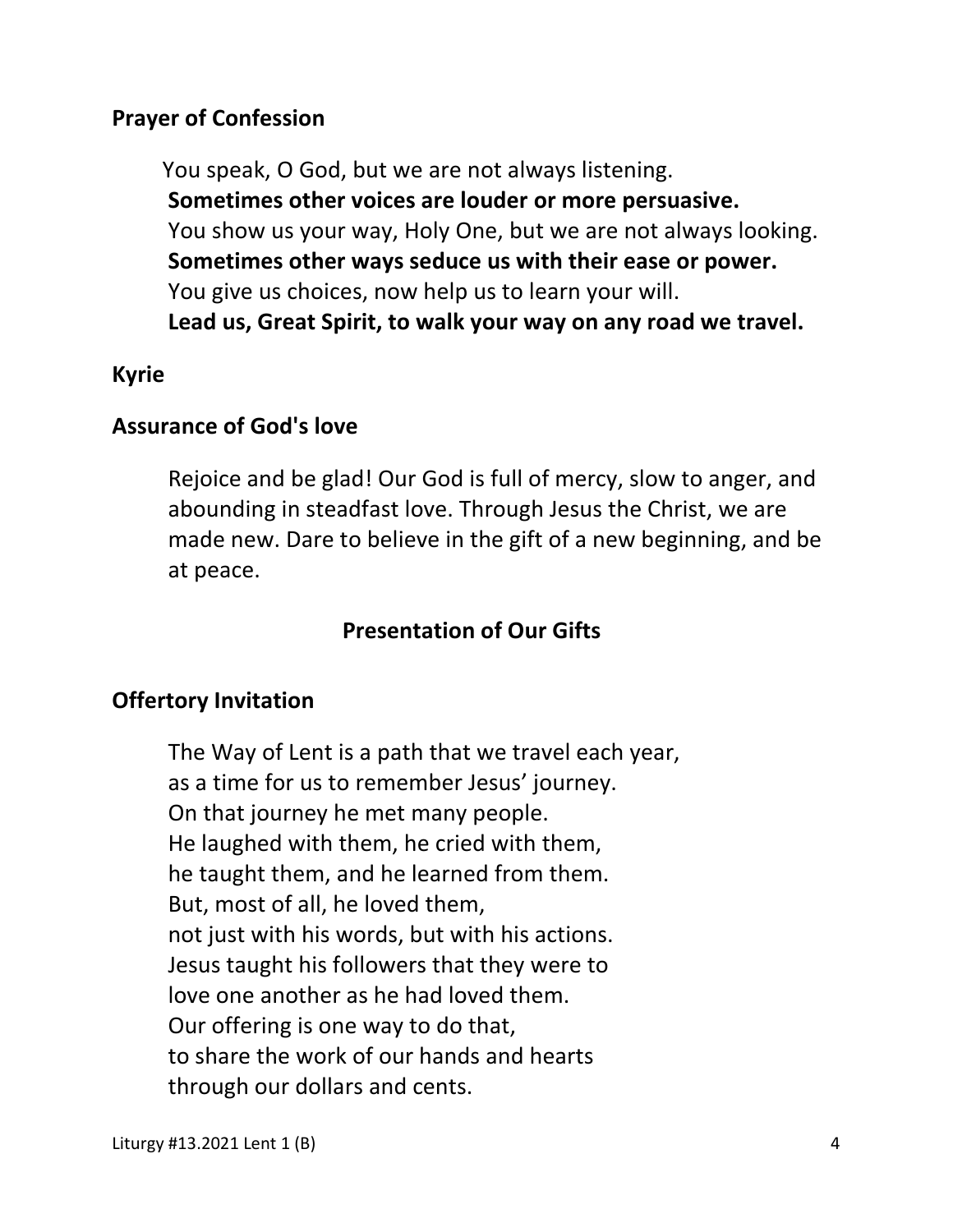**Prayer of Confession**

You speak, O God, but we are not always listening.
**Sometimes other voices are louder or more persuasive.**
You show us your way, Holy One, but we are not always looking.
**Sometimes other ways seduce us with their ease or power.**
You give us choices, now help us to learn your will.
**Lead us, Great Spirit, to walk your way on any road we travel.**

**Kyrie**

**Assurance of God's love**

Rejoice and be glad! Our God is full of mercy, slow to anger, and abounding in steadfast love. Through Jesus the Christ, we are made new. Dare to believe in the gift of a new beginning, and be at peace.

## Presentation of Our Gifts

**Offertory Invitation**

The Way of Lent is a path that we travel each year,
as a time for us to remember Jesus' journey.
On that journey he met many people.
He laughed with them, he cried with them,
he taught them, and he learned from them.
But, most of all, he loved them,
not just with his words, but with his actions.
Jesus taught his followers that they were to
love one another as he had loved them.
Our offering is one way to do that,
to share the work of our hands and hearts
through our dollars and cents.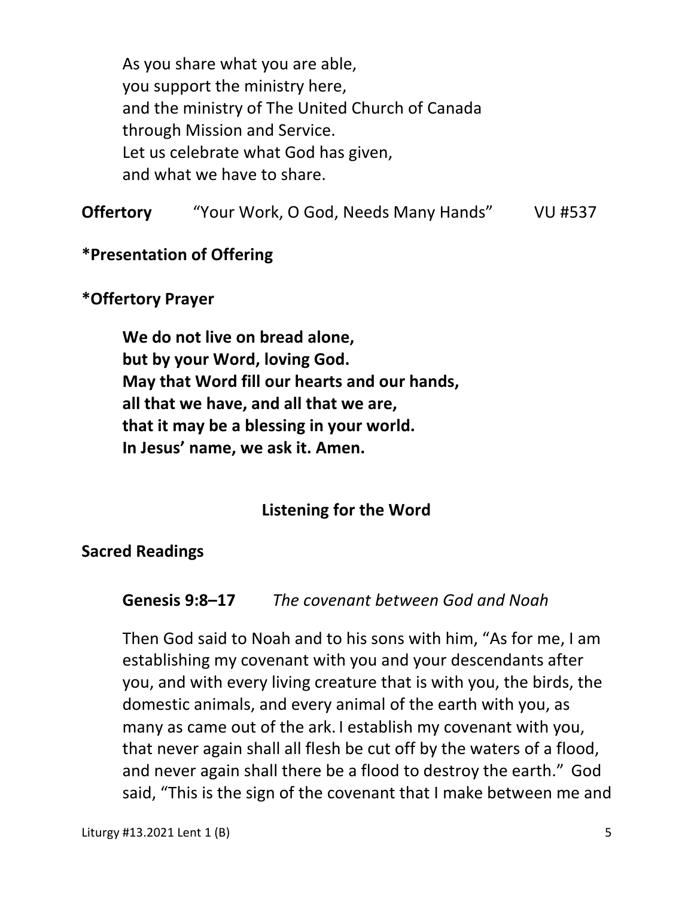As you share what you are able,
you support the ministry here,
and the ministry of The United Church of Canada
through Mission and Service.
Let us celebrate what God has given,
and what we have to share.

**Offertory** "Your Work, O God, Needs Many Hands" VU #537

**\*Presentation of Offering**

**\*Offertory Prayer**

**We do not live on bread alone,**
**but by your Word, loving God.**
**May that Word fill our hearts and our hands,**
**all that we have, and all that we are,**
**that it may be a blessing in your world.**
**In Jesus' name, we ask it. Amen.**

## Listening for the Word

**Sacred Readings**

**Genesis 9:8–17** *The covenant between God and Noah*

Then God said to Noah and to his sons with him, "As for me, I am establishing my covenant with you and your descendants after you, and with every living creature that is with you, the birds, the domestic animals, and every animal of the earth with you, as many as came out of the ark. I establish my covenant with you, that never again shall all flesh be cut off by the waters of a flood, and never again shall there be a flood to destroy the earth." God said, "This is the sign of the covenant that I make between me and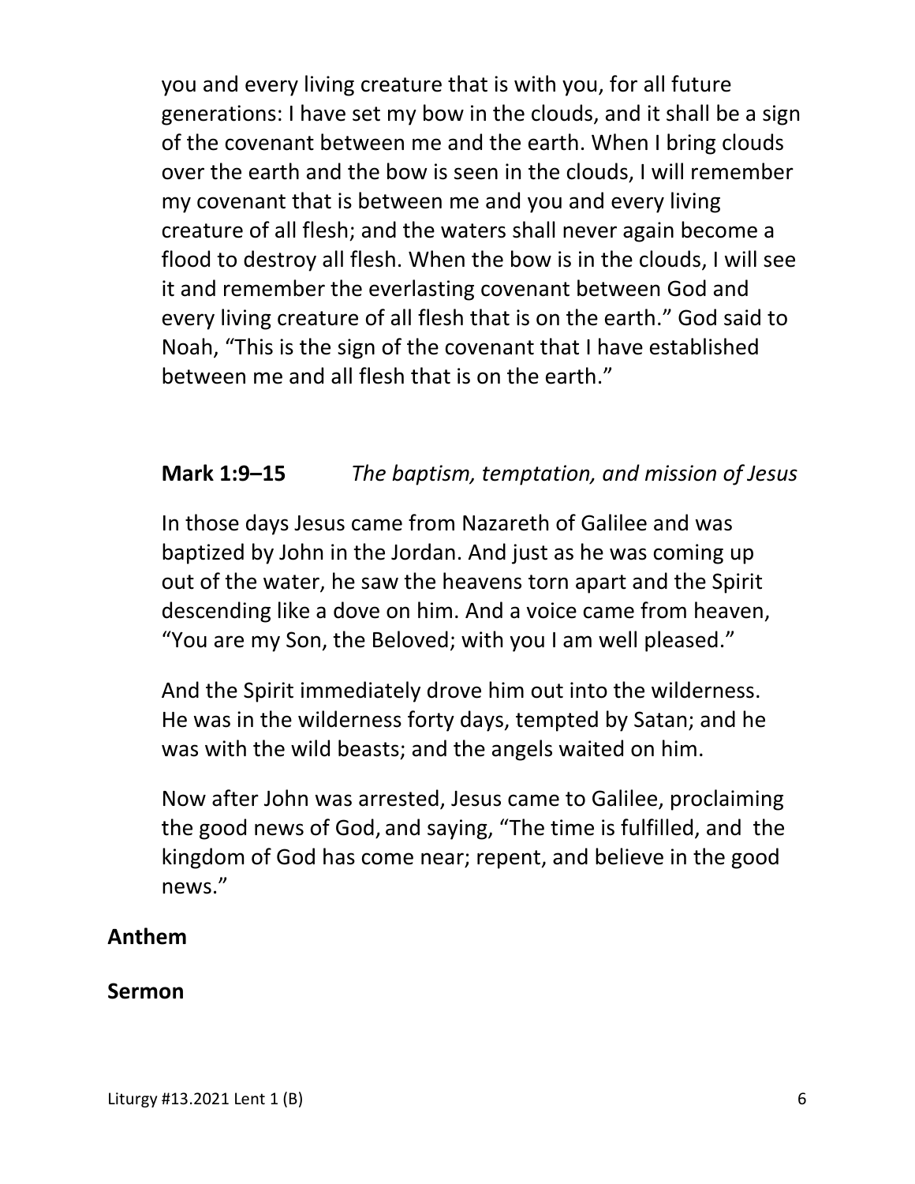you and every living creature that is with you, for all future generations: I have set my bow in the clouds, and it shall be a sign of the covenant between me and the earth. When I bring clouds over the earth and the bow is seen in the clouds, I will remember my covenant that is between me and you and every living creature of all flesh; and the waters shall never again become a flood to destroy all flesh. When the bow is in the clouds, I will see it and remember the everlasting covenant between God and every living creature of all flesh that is on the earth." God said to Noah, "This is the sign of the covenant that I have established between me and all flesh that is on the earth."

**Mark 1:9–15** *The baptism, temptation, and mission of Jesus*

In those days Jesus came from Nazareth of Galilee and was baptized by John in the Jordan. And just as he was coming up out of the water, he saw the heavens torn apart and the Spirit descending like a dove on him. And a voice came from heaven, "You are my Son, the Beloved; with you I am well pleased."

And the Spirit immediately drove him out into the wilderness. He was in the wilderness forty days, tempted by Satan; and he was with the wild beasts; and the angels waited on him.

Now after John was arrested, Jesus came to Galilee, proclaiming the good news of God, and saying, "The time is fulfilled, and the kingdom of God has come near; repent, and believe in the good news."

**Anthem**

**Sermon**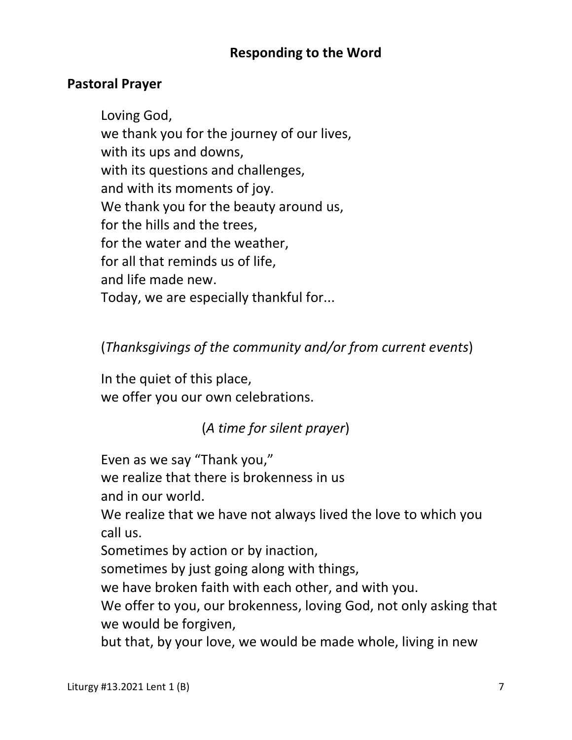## Responding to the Word

### Pastoral Prayer

Loving God,
we thank you for the journey of our lives,
with its ups and downs,
with its questions and challenges,
and with its moments of joy.
We thank you for the beauty around us,
for the hills and the trees,
for the water and the weather,
for all that reminds us of life,
and life made new.
Today, we are especially thankful for...

(*Thanksgivings of the community and/or from current events*)

In the quiet of this place,
we offer you our own celebrations.

(*A time for silent prayer*)

Even as we say "Thank you,"
we realize that there is brokenness in us
and in our world.
We realize that we have not always lived the love to which you call us.
Sometimes by action or by inaction,
sometimes by just going along with things,
we have broken faith with each other, and with you.
We offer to you, our brokenness, loving God, not only asking that we would be forgiven,
but that, by your love, we would be made whole, living in new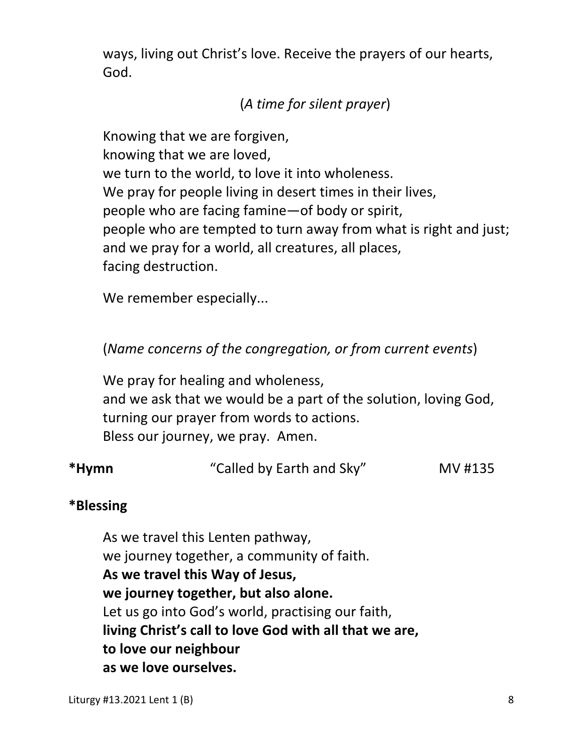ways, living out Christ's love. Receive the prayers of our hearts, God.

(*A time for silent prayer*)

Knowing that we are forgiven,
knowing that we are loved,
we turn to the world, to love it into wholeness.
We pray for people living in desert times in their lives,
people who are facing famine—of body or spirit,
people who are tempted to turn away from what is right and just;
and we pray for a world, all creatures, all places,
facing destruction.

We remember especially...

(*Name concerns of the congregation, or from current events*)

We pray for healing and wholeness,
and we ask that we would be a part of the solution, loving God,
turning our prayer from words to actions.
Bless our journey, we pray. Amen.

**\*Hymn** "Called by Earth and Sky" MV #135

**\*Blessing**

As we travel this Lenten pathway,
we journey together, a community of faith.
**As we travel this Way of Jesus,**
**we journey together, but also alone.**
Let us go into God's world, practising our faith,
**living Christ's call to love God with all that we are,**
**to love our neighbour**
**as we love ourselves.**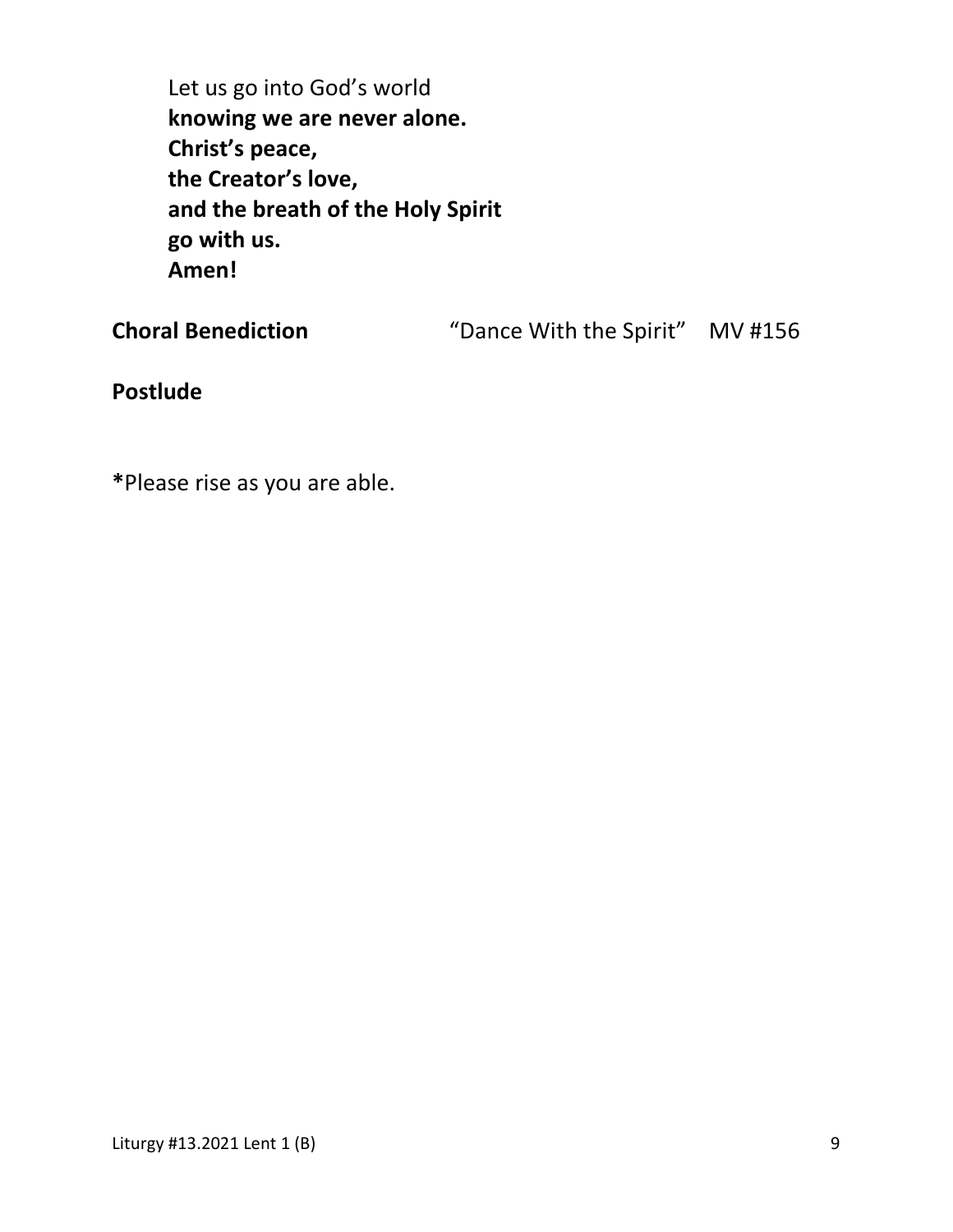Let us go into God's world
**knowing we are never alone.**
**Christ's peace,**
**the Creator's love,**
**and the breath of the Holy Spirit**
**go with us.**
**Amen!**

**Choral Benediction** "Dance With the Spirit" MV #156

**Postlude**

***Please rise as you are able.**